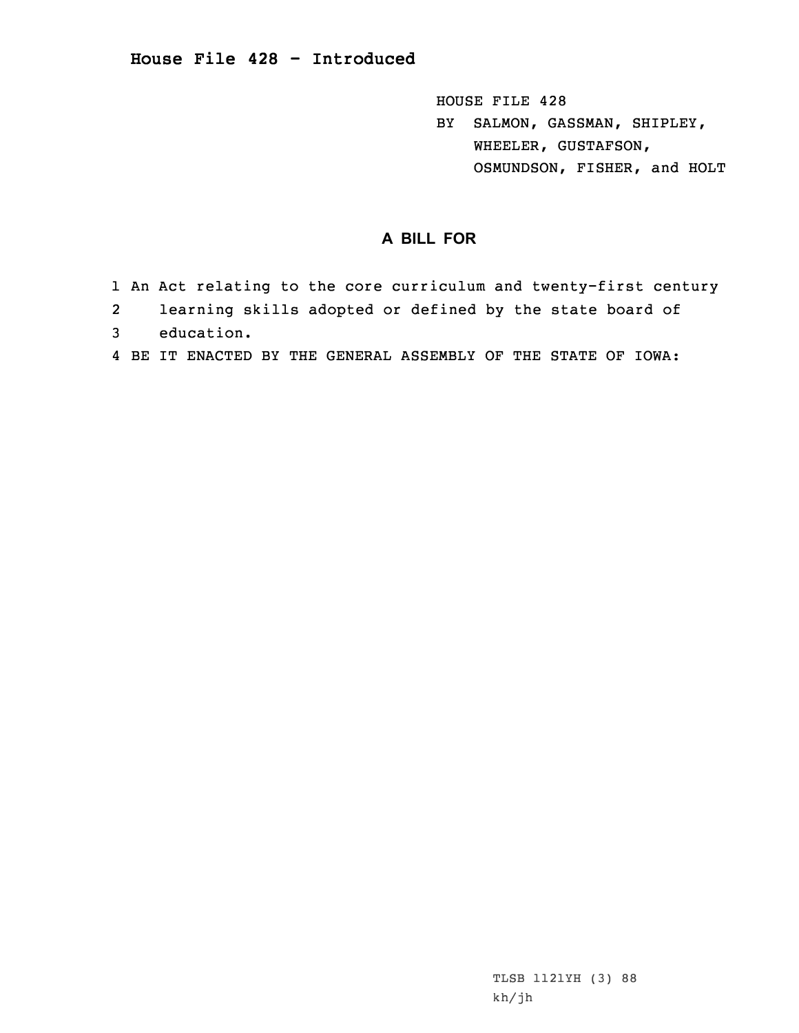# House File 428 - Introduced

HOUSE FILE 428

BY SALMON, GASSMAN, SHIPLEY, WHEELER, GUSTAFSON, OSMUNDSON, FISHER, and HOLT

## A BILL FOR

1 An Act relating to the core curriculum and twenty-first century
2 learning skills adopted or defined by the state board of
3 education.
4 BE IT ENACTED BY THE GENERAL ASSEMBLY OF THE STATE OF IOWA:

TLSB 1121YH (3) 88
kh/jh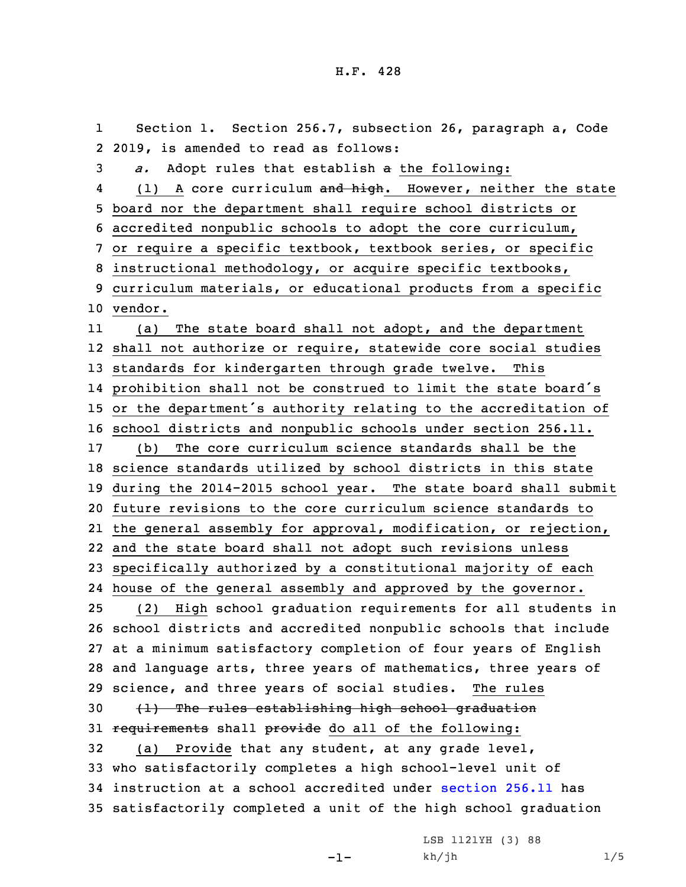Section 1. Section 256.7, subsection 26, paragraph a, Code 2019, is amended to read as follows:

*a.* Adopt rules that establish a the following:

(1) A core curriculum and high. However, neither the state board nor the department shall require school districts or accredited nonpublic schools to adopt the core curriculum, or require a specific textbook, textbook series, or specific instructional methodology, or acquire specific textbooks, curriculum materials, or educational products from a specific vendor.

(a) The state board shall not adopt, and the department shall not authorize or require, statewide core social studies standards for kindergarten through grade twelve. This prohibition shall not be construed to limit the state board's or the department's authority relating to the accreditation of school districts and nonpublic schools under section 256.11.

(b) The core curriculum science standards shall be the science standards utilized by school districts in this state during the 2014-2015 school year. The state board shall submit future revisions to the core curriculum science standards to the general assembly for approval, modification, or rejection, and the state board shall not adopt such revisions unless specifically authorized by a constitutional majority of each house of the general assembly and approved by the governor.

(2) High school graduation requirements for all students in school districts and accredited nonpublic schools that include at a minimum satisfactory completion of four years of English and language arts, three years of mathematics, three years of science, and three years of social studies. The rules

~~(1) The rules establishing high school graduation requirements~~ shall ~~provide~~ do all of the following:

(a) Provide that any student, at any grade level, who satisfactorily completes a high school-level unit of instruction at a school accredited under section 256.11 has satisfactorily completed a unit of the high school graduation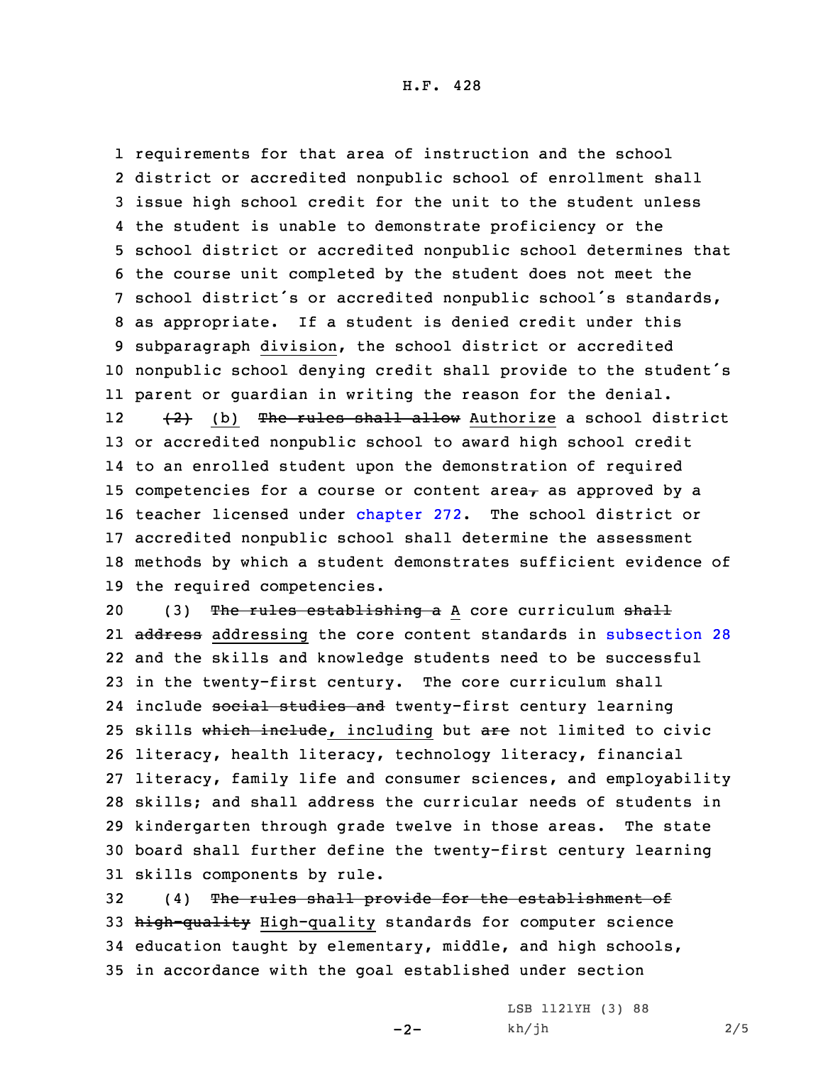requirements for that area of instruction and the school district or accredited nonpublic school of enrollment shall issue high school credit for the unit to the student unless the student is unable to demonstrate proficiency or the school district or accredited nonpublic school determines that the course unit completed by the student does not meet the school district's or accredited nonpublic school's standards, as appropriate. If a student is denied credit under this subparagraph ~~subparagraph~~ division, the school district or accredited nonpublic school denying credit shall provide to the student's parent or guardian in writing the reason for the denial.

~~(2)~~ (b) ~~The rules shall allow~~ Authorize a school district or accredited nonpublic school to award high school credit to an enrolled student upon the demonstration of required competencies for a course or content area~~,~~ as approved by a teacher licensed under chapter 272. The school district or accredited nonpublic school shall determine the assessment methods by which a student demonstrates sufficient evidence of the required competencies.

(3) ~~The rules establishing a~~ A core curriculum ~~shall address~~ addressing the core content standards in subsection 28 and the skills and knowledge students need to be successful in the twenty-first century. The core curriculum shall include ~~social studies and~~ twenty-first century learning skills ~~which include~~, including but ~~are~~ not limited to civic literacy, health literacy, technology literacy, financial literacy, family life and consumer sciences, and employability skills; and shall address the curricular needs of students in kindergarten through grade twelve in those areas. The state board shall further define the twenty-first century learning skills components by rule.

(4) ~~The rules shall provide for the establishment of high-quality~~ High-quality standards for computer science education taught by elementary, middle, and high schools, in accordance with the goal established under section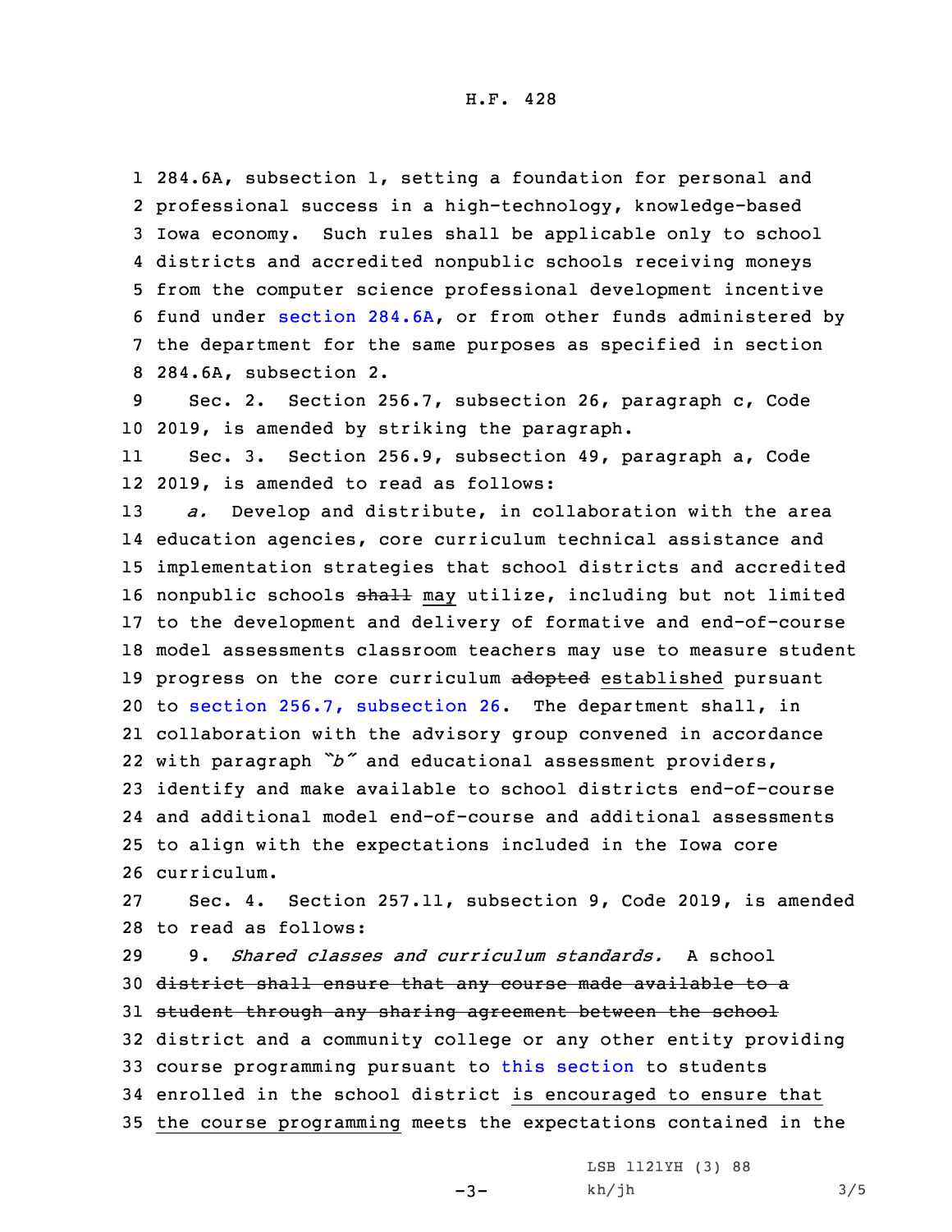284.6A, subsection 1, setting a foundation for personal and professional success in a high-technology, knowledge-based Iowa economy. Such rules shall be applicable only to school districts and accredited nonpublic schools receiving moneys from the computer science professional development incentive fund under section 284.6A, or from other funds administered by the department for the same purposes as specified in section 284.6A, subsection 2.

Sec. 2. Section 256.7, subsection 26, paragraph c, Code 2019, is amended by striking the paragraph.

Sec. 3. Section 256.9, subsection 49, paragraph a, Code 2019, is amended to read as follows:

*a.* Develop and distribute, in collaboration with the area education agencies, core curriculum technical assistance and implementation strategies that school districts and accredited nonpublic schools ~~shall~~ may utilize, including but not limited to the development and delivery of formative and end-of-course model assessments classroom teachers may use to measure student progress on the core curriculum ~~adopted~~ established pursuant to section 256.7, subsection 26. The department shall, in collaboration with the advisory group convened in accordance with paragraph *"b"* and educational assessment providers, identify and make available to school districts end-of-course and additional model end-of-course and additional assessments to align with the expectations included in the Iowa core curriculum.

Sec. 4. Section 257.11, subsection 9, Code 2019, is amended to read as follows:

9. *Shared classes and curriculum standards.* A school ~~district shall ensure that any course made available to a student through any sharing agreement between the school~~ district and a community college or any other entity providing course programming pursuant to this section to students enrolled in the school district is encouraged to ensure that the course programming meets the expectations contained in the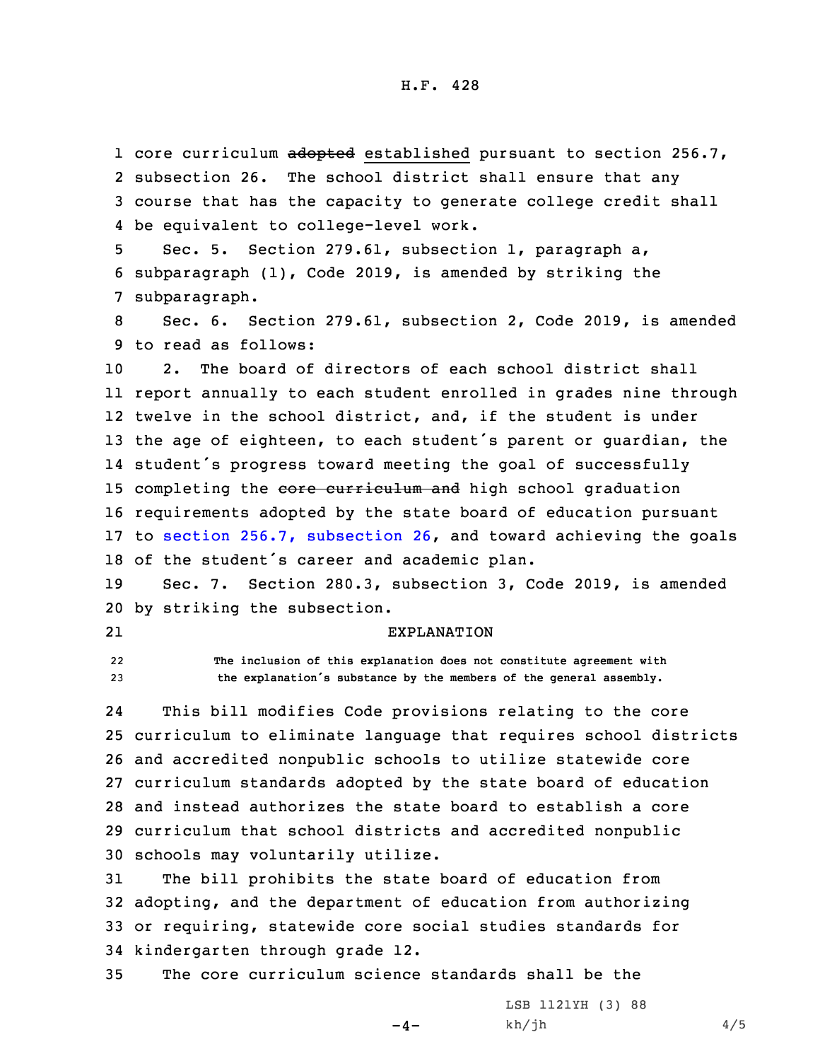core curriculum ~~adopted~~ established pursuant to section 256.7, subsection 26. The school district shall ensure that any course that has the capacity to generate college credit shall be equivalent to college-level work.

Sec. 5. Section 279.61, subsection 1, paragraph a, subparagraph (1), Code 2019, is amended by striking the subparagraph.

Sec. 6. Section 279.61, subsection 2, Code 2019, is amended to read as follows:

2. The board of directors of each school district shall report annually to each student enrolled in grades nine through twelve in the school district, and, if the student is under the age of eighteen, to each student's parent or guardian, the student's progress toward meeting the goal of successfully completing the ~~core curriculum and~~ high school graduation requirements adopted by the state board of education pursuant to section 256.7, subsection 26, and toward achieving the goals of the student's career and academic plan.

Sec. 7. Section 280.3, subsection 3, Code 2019, is amended by striking the subsection.

## EXPLANATION

The inclusion of this explanation does not constitute agreement with the explanation's substance by the members of the general assembly.

This bill modifies Code provisions relating to the core curriculum to eliminate language that requires school districts and accredited nonpublic schools to utilize statewide core curriculum standards adopted by the state board of education and instead authorizes the state board to establish a core curriculum that school districts and accredited nonpublic schools may voluntarily utilize.

The bill prohibits the state board of education from adopting, and the department of education from authorizing or requiring, statewide core social studies standards for kindergarten through grade 12.

The core curriculum science standards shall be the

LSB 1121YH (3) 88
kh/jh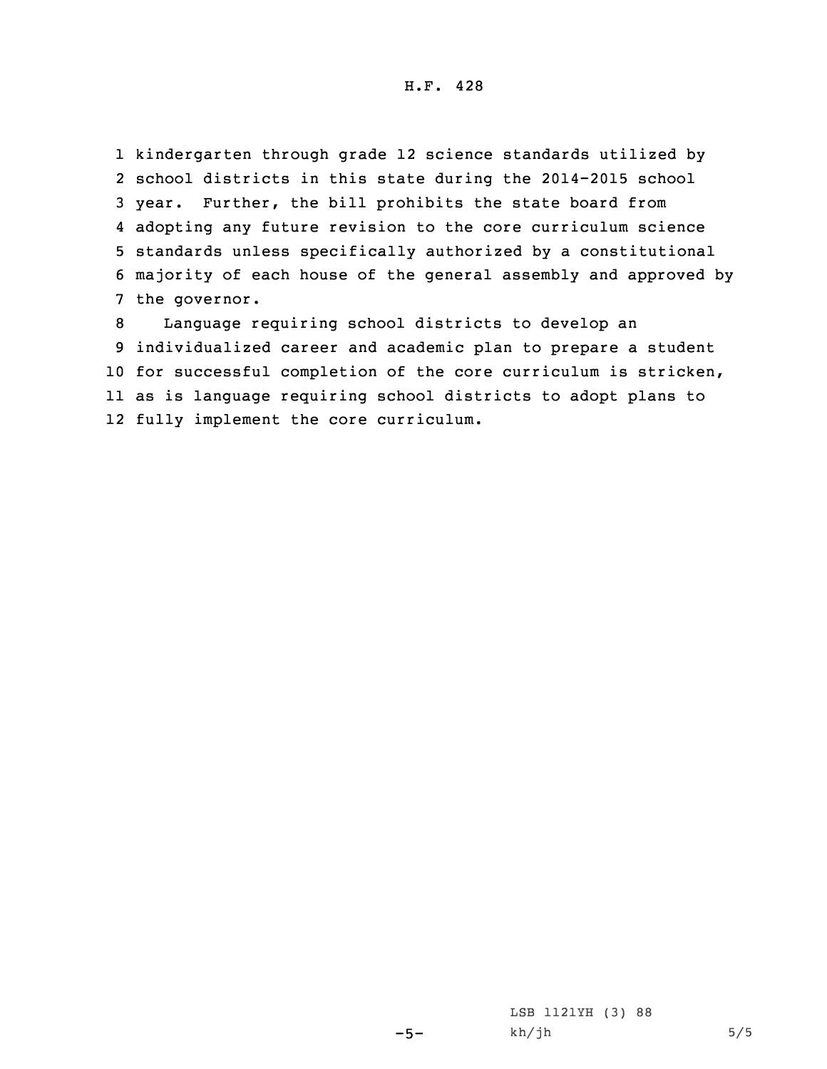kindergarten through grade 12 science standards utilized by school districts in this state during the 2014-2015 school year. Further, the bill prohibits the state board from adopting any future revision to the core curriculum science standards unless specifically authorized by a constitutional majority of each house of the general assembly and approved by the governor.

Language requiring school districts to develop an individualized career and academic plan to prepare a student for successful completion of the core curriculum is stricken, as is language requiring school districts to adopt plans to fully implement the core curriculum.

LSB 1121YH (3) 88

kh/jh